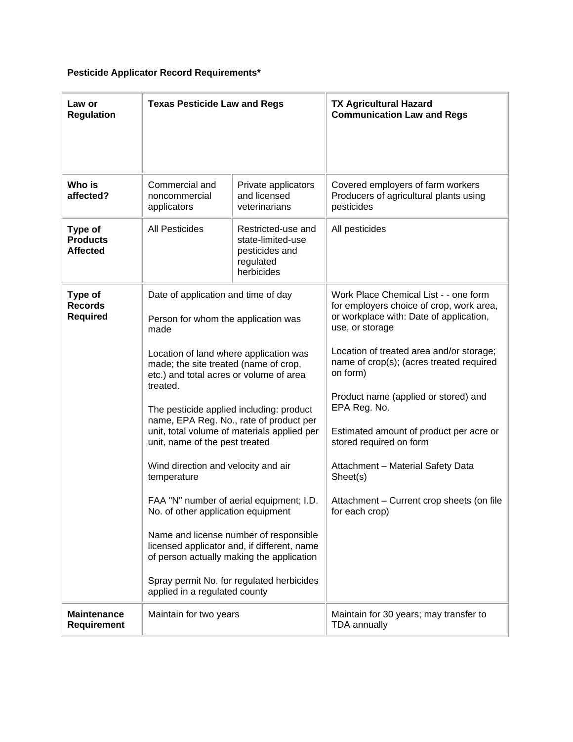**Pesticide Applicator Record Requirements***

| Law or Regulation | Texas Pesticide Law and Regs | | TX Agricultural Hazard Communication Law and Regs |
|---|---|---|---|
| **Who is affected?** | Commercial and noncommercial applicators | Private applicators and licensed veterinarians | Covered employers of farm workers Producers of agricultural plants using pesticides |
| **Type of Products Affected** | All Pesticides | Restricted-use and state-limited-use pesticides and regulated herbicides | All pesticides |
| **Type of Records Required** | Date of application and time of day<br><br>Person for whom the application was made<br><br>Location of land where application was made; the site treated (name of crop, etc.) and total acres or volume of area treated.<br><br>The pesticide applied including: product name, EPA Reg. No., rate of product per unit, total volume of materials applied per unit, name of the pest treated<br><br>Wind direction and velocity and air temperature<br><br>FAA "N" number of aerial equipment; I.D. No. of other application equipment<br><br>Name and license number of responsible licensed applicator and, if different, name of person actually making the application<br><br>Spray permit No. for regulated herbicides applied in a regulated county | | Work Place Chemical List - - one form for employers choice of crop, work area, or workplace with: Date of application, use, or storage<br><br>Location of treated area and/or storage; name of crop(s); (acres treated required on form)<br><br>Product name (applied or stored) and EPA Reg. No.<br><br>Estimated amount of product per acre or stored required on form<br><br>Attachment – Material Safety Data Sheet(s)<br><br>Attachment – Current crop sheets (on file for each crop) |
| **Maintenance Requirement** | Maintain for two years | | Maintain for 30 years; may transfer to TDA annually |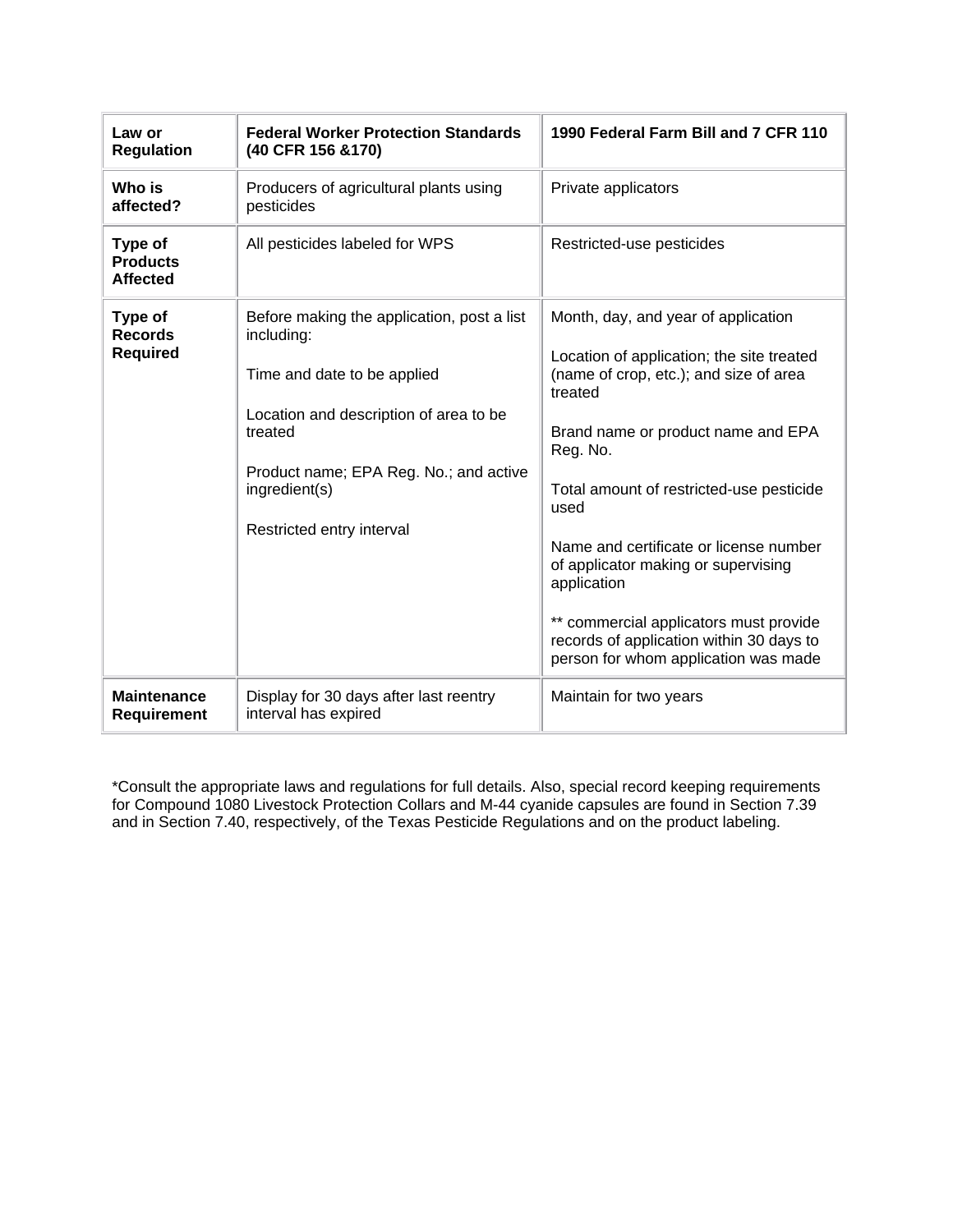| Law or Regulation | Federal Worker Protection Standards (40 CFR 156 &170) | 1990 Federal Farm Bill and 7 CFR 110 |
| --- | --- | --- |
| **Who is affected?** | Producers of agricultural plants using pesticides | Private applicators |
| **Type of Products Affected** | All pesticides labeled for WPS | Restricted-use pesticides |
| **Type of Records Required** | Before making the application, post a list including:<br><br>Time and date to be applied<br><br>Location and description of area to be treated<br><br>Product name; EPA Reg. No.; and active ingredient(s)<br><br>Restricted entry interval | Month, day, and year of application<br><br>Location of application; the site treated (name of crop, etc.); and size of area treated<br><br>Brand name or product name and EPA Reg. No.<br><br>Total amount of restricted-use pesticide used<br><br>Name and certificate or license number of applicator making or supervising application<br><br>** commercial applicators must provide records of application within 30 days to person for whom application was made |
| **Maintenance Requirement** | Display for 30 days after last reentry interval has expired | Maintain for two years |

*Consult the appropriate laws and regulations for full details. Also, special record keeping requirements for Compound 1080 Livestock Protection Collars and M-44 cyanide capsules are found in Section 7.39 and in Section 7.40, respectively, of the Texas Pesticide Regulations and on the product labeling.